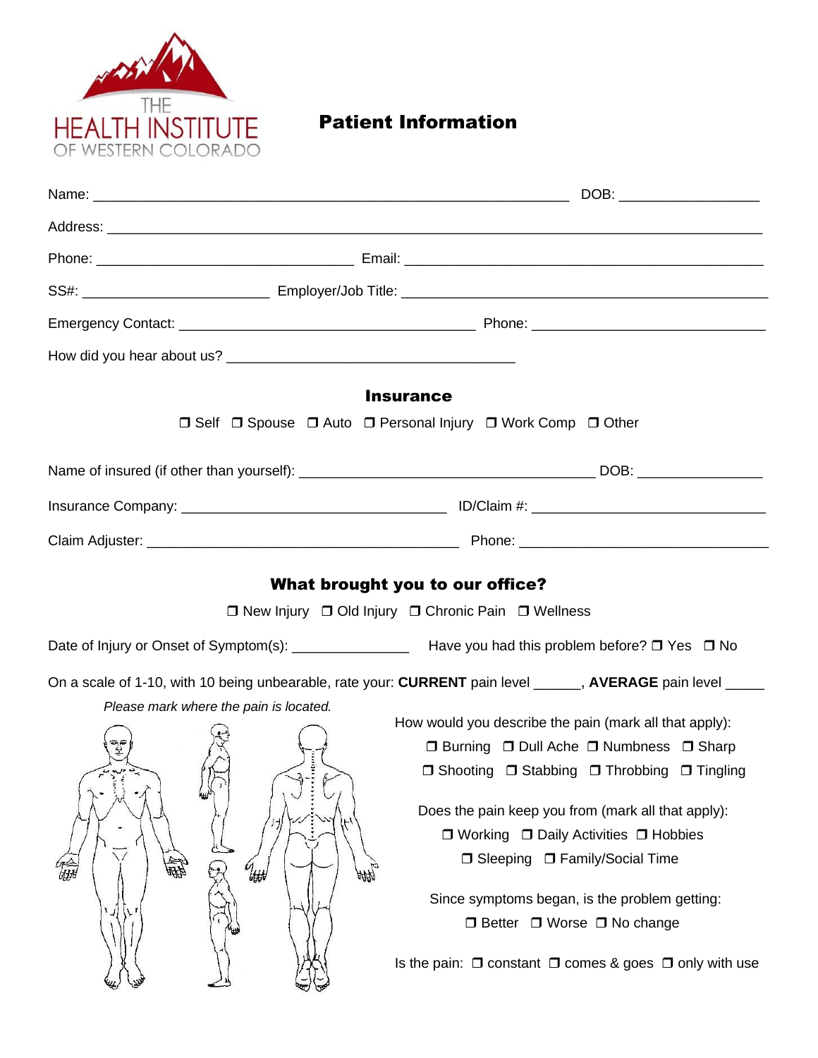THE HEALTH INSTITUTE OF WESTERN COLORADO

# Patient Information

Name: ______________________________________________________________ DOB: __________________

Address: _____________________________________________________________________________________

Phone: _________________________________ Email: _____________________________________________

SS#: _______________________ Employer/Job Title: _______________________________________________

Emergency Contact: ______________________________________ Phone: _____________________________

How did you hear about us? _____________________________________

## Insurance

❒ Self ❒ Spouse ❒ Auto ❒ Personal Injury ❒ Work Comp ❒ Other

Name of insured (if other than yourself): ______________________________________ DOB: ________________

Insurance Company: __________________________________ ID/Claim #: ______________________________

Claim Adjuster: _________________________________________ Phone: ________________________________

## What brought you to our office?

❒ New Injury ❒ Old Injury ❒ Chronic Pain ❒ Wellness

Date of Injury or Onset of Symptom(s): _______________ Have you had this problem before? ❒ Yes ❒ No

On a scale of 1-10, with 10 being unbearable, rate your: **CURRENT** pain level ______, **AVERAGE** pain level _____

*Please mark where the pain is located.*

How would you describe the pain (mark all that apply):

❒ Burning ❒ Dull Ache ❒ Numbness ❒ Sharp
❒ Shooting ❒ Stabbing ❒ Throbbing ❒ Tingling

Does the pain keep you from (mark all that apply):

❒ Working ❒ Daily Activities ❒ Hobbies
❒ Sleeping ❒ Family/Social Time

Since symptoms began, is the problem getting:

❒ Better ❒ Worse ❒ No change

Is the pain: ❒ constant ❒ comes & goes ❒ only with use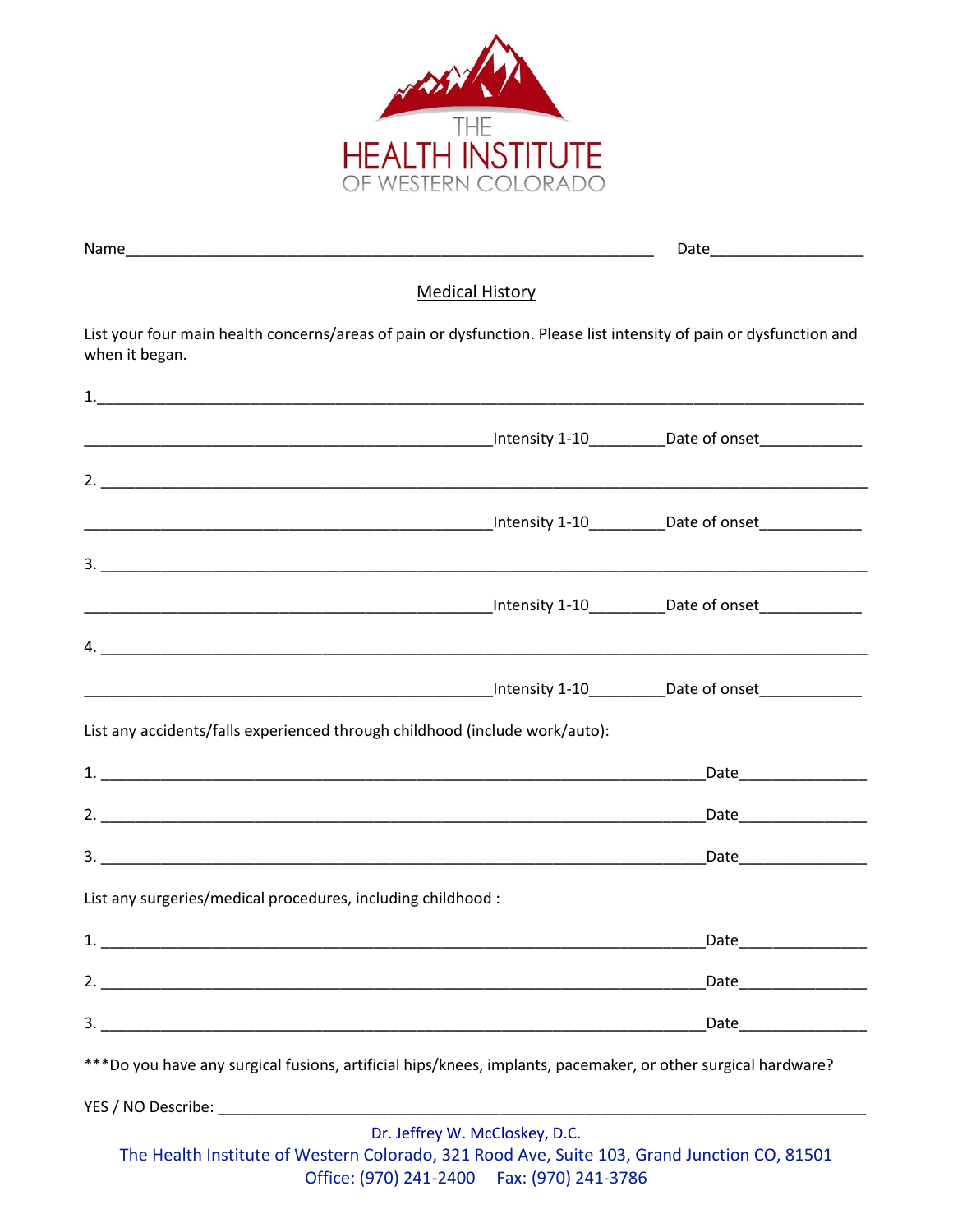THE HEALTH INSTITUTE OF WESTERN COLORADO

Name_______________________________________________________________ Date__________________

## Medical History

List your four main health concerns/areas of pain or dysfunction. Please list intensity of pain or dysfunction and when it began.

1.________________________________________________________________________________

_________________________________________________Intensity 1-10_________Date of onset____________

2. ________________________________________________________________________________

_________________________________________________Intensity 1-10_________Date of onset____________

3. ________________________________________________________________________________

_________________________________________________Intensity 1-10_________Date of onset____________

4. ________________________________________________________________________________

_________________________________________________Intensity 1-10_________Date of onset____________

List any accidents/falls experienced through childhood (include work/auto):

1. ________________________________________________________________________Date_______________

2. ________________________________________________________________________Date_______________

3. ________________________________________________________________________Date_______________

List any surgeries/medical procedures, including childhood :

1. ________________________________________________________________________Date_______________

2. ________________________________________________________________________Date_______________

3. ________________________________________________________________________Date_______________

***Do you have any surgical fusions, artificial hips/knees, implants, pacemaker, or other surgical hardware?

YES / NO Describe: ______________________________________________________________________________

Dr. Jeffrey W. McCloskey, D.C.
The Health Institute of Western Colorado, 321 Rood Ave, Suite 103, Grand Junction CO, 81501
Office: (970) 241-2400 Fax: (970) 241-3786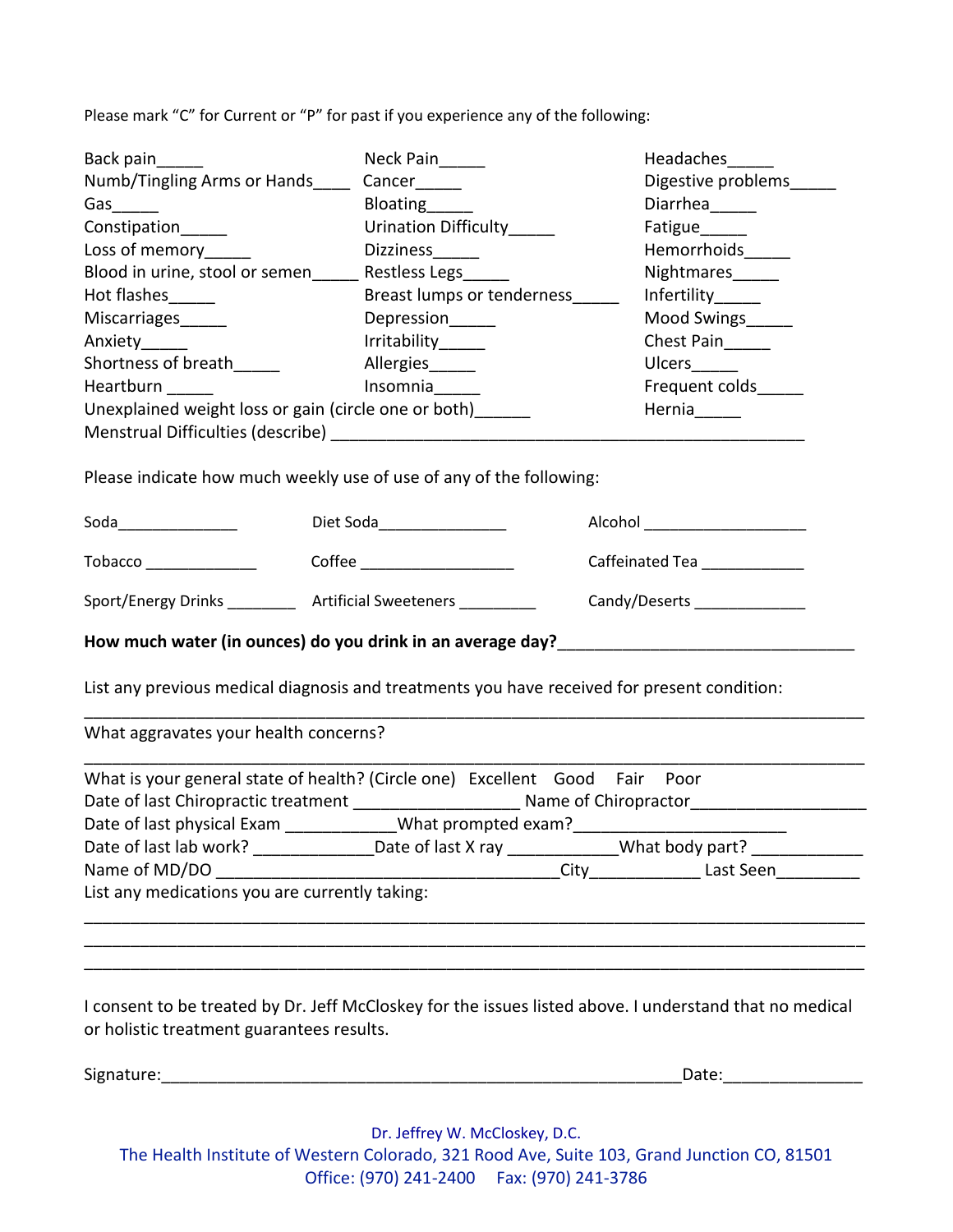Please mark "C" for Current or "P" for past if you experience any of the following:

| | | |
|---|---|---|
| Back pain_____ | Neck Pain_____ | Headaches_____ |
| Numb/Tingling Arms or Hands____ | Cancer_____ | Digestive problems_____ |
| Gas_____ | Bloating_____ | Diarrhea_____ |
| Constipation_____ | Urination Difficulty_____ | Fatigue_____ |
| Loss of memory_____ | Dizziness_____ | Hemorrhoids_____ |
| Blood in urine, stool or semen_____ | Restless Legs_____ | Nightmares_____ |
| Hot flashes_____ | Breast lumps or tenderness_____ | Infertility_____ |
| Miscarriages_____ | Depression_____ | Mood Swings_____ |
| Anxiety_____ | Irritability_____ | Chest Pain_____ |
| Shortness of breath_____ | Allergies_____ | Ulcers_____ |
| Heartburn _____ | Insomnia_____ | Frequent colds_____ |
| Unexplained weight loss or gain (circle one or both)______ | | Hernia_____ |

Menstrual Difficulties (describe) ___________________________________________________

Please indicate how much weekly use of use of any of the following:

| | | |
|---|---|---|
| Soda______________ | Diet Soda_______________ | Alcohol ___________________ |
| Tobacco _____________ | Coffee __________________ | Caffeinated Tea ____________ |
| Sport/Energy Drinks ________ | Artificial Sweeteners _________ | Candy/Deserts _____________ |

**How much water (in ounces) do you drink in an average day?**________________________________

List any previous medical diagnosis and treatments you have received for present condition:

___________________________________________________________________________________

What aggravates your health concerns?

___________________________________________________________________________________

What is your general state of health? (Circle one) Excellent Good Fair Poor

Date of last Chiropractic treatment _________________ Name of Chiropractor__________________

Date of last physical Exam ____________What prompted exam?_______________________

Date of last lab work? _____________Date of last X ray ___________What body part? ____________

Name of MD/DO _______________________________________City____________ Last Seen_________

List any medications you are currently taking:

___________________________________________________________________________________

___________________________________________________________________________________

___________________________________________________________________________________

I consent to be treated by Dr. Jeff McCloskey for the issues listed above. I understand that no medical or holistic treatment guarantees results.

Signature:_________________________________________________________Date:_______________

Dr. Jeffrey W. McCloskey, D.C.
The Health Institute of Western Colorado, 321 Rood Ave, Suite 103, Grand Junction CO, 81501
Office: (970) 241-2400 Fax: (970) 241-3786